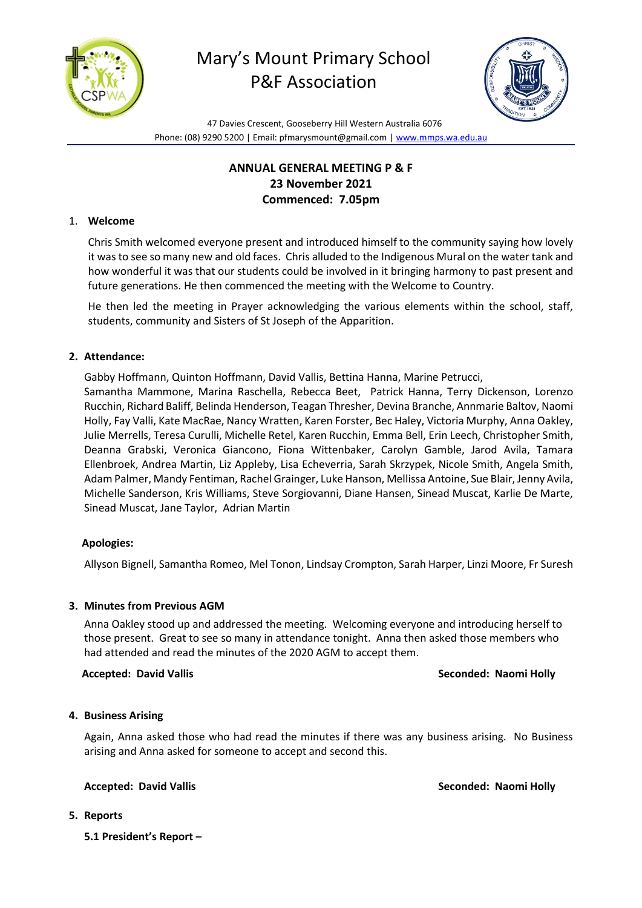# Mary's Mount Primary School
# P&F Association

47 Davies Crescent, Gooseberry Hill Western Australia 6076
Phone: (08) 9290 5200 | Email: pfmarysmount@gmail.com | www.mmps.wa.edu.au

**ANNUAL GENERAL MEETING P & F**
**23 November 2021**
**Commenced: 7.05pm**

1. **Welcome**

   Chris Smith welcomed everyone present and introduced himself to the community saying how lovely it was to see so many new and old faces. Chris alluded to the Indigenous Mural on the water tank and how wonderful it was that our students could be involved in it bringing harmony to past present and future generations. He then commenced the meeting with the Welcome to Country.

   He then led the meeting in Prayer acknowledging the various elements within the school, staff, students, community and Sisters of St Joseph of the Apparition.

2. **Attendance:**

   Gabby Hoffmann, Quinton Hoffmann, David Vallis, Bettina Hanna, Marine Petrucci, Samantha Mammone, Marina Raschella, Rebecca Beet, Patrick Hanna, Terry Dickenson, Lorenzo Rucchin, Richard Baliff, Belinda Henderson, Teagan Thresher, Devina Branche, Annmarie Baltov, Naomi Holly, Fay Valli, Kate MacRae, Nancy Wratten, Karen Forster, Bec Haley, Victoria Murphy, Anna Oakley, Julie Merrells, Teresa Curulli, Michelle Retel, Karen Rucchin, Emma Bell, Erin Leech, Christopher Smith, Deanna Grabski, Veronica Giancono, Fiona Wittenbaker, Carolyn Gamble, Jarod Avila, Tamara Ellenbroek, Andrea Martin, Liz Appleby, Lisa Echeverria, Sarah Skrzypek, Nicole Smith, Angela Smith, Adam Palmer, Mandy Fentiman, Rachel Grainger, Luke Hanson, Mellissa Antoine, Sue Blair, Jenny Avila, Michelle Sanderson, Kris Williams, Steve Sorgiovanni, Diane Hansen, Sinead Muscat, Karlie De Marte, Sinead Muscat, Jane Taylor, Adrian Martin

   **Apologies:**

   Allyson Bignell, Samantha Romeo, Mel Tonon, Lindsay Crompton, Sarah Harper, Linzi Moore, Fr Suresh

3. **Minutes from Previous AGM**

   Anna Oakley stood up and addressed the meeting. Welcoming everyone and introducing herself to those present. Great to see so many in attendance tonight. Anna then asked those members who had attended and read the minutes of the 2020 AGM to accept them.

   **Accepted: David Vallis** **Seconded: Naomi Holly**

4. **Business Arising**

   Again, Anna asked those who had read the minutes if there was any business arising. No Business arising and Anna asked for someone to accept and second this.

   **Accepted: David Vallis** **Seconded: Naomi Holly**

5. **Reports**

   **5.1 President's Report –**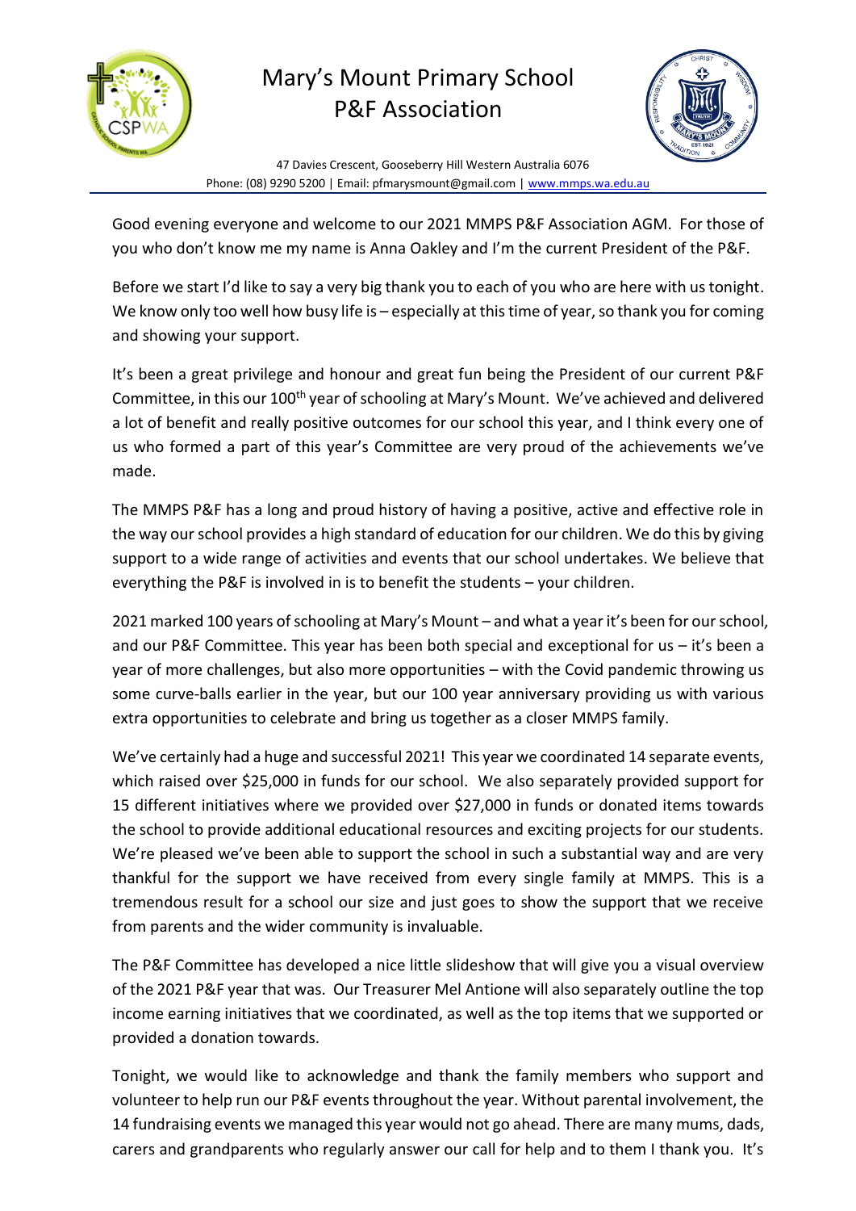# Mary's Mount Primary School P&F Association

47 Davies Crescent, Gooseberry Hill Western Australia 6076
Phone: (08) 9290 5200 | Email: pfmarysmount@gmail.com | www.mmps.wa.edu.au

Good evening everyone and welcome to our 2021 MMPS P&F Association AGM. For those of you who don't know me my name is Anna Oakley and I'm the current President of the P&F.

Before we start I'd like to say a very big thank you to each of you who are here with us tonight. We know only too well how busy life is – especially at this time of year, so thank you for coming and showing your support.

It's been a great privilege and honour and great fun being the President of our current P&F Committee, in this our 100th year of schooling at Mary's Mount. We've achieved and delivered a lot of benefit and really positive outcomes for our school this year, and I think every one of us who formed a part of this year's Committee are very proud of the achievements we've made.

The MMPS P&F has a long and proud history of having a positive, active and effective role in the way our school provides a high standard of education for our children. We do this by giving support to a wide range of activities and events that our school undertakes. We believe that everything the P&F is involved in is to benefit the students – your children.

2021 marked 100 years of schooling at Mary's Mount – and what a year it's been for our school, and our P&F Committee. This year has been both special and exceptional for us – it's been a year of more challenges, but also more opportunities – with the Covid pandemic throwing us some curve-balls earlier in the year, but our 100 year anniversary providing us with various extra opportunities to celebrate and bring us together as a closer MMPS family.

We've certainly had a huge and successful 2021! This year we coordinated 14 separate events, which raised over $25,000 in funds for our school. We also separately provided support for 15 different initiatives where we provided over $27,000 in funds or donated items towards the school to provide additional educational resources and exciting projects for our students. We're pleased we've been able to support the school in such a substantial way and are very thankful for the support we have received from every single family at MMPS. This is a tremendous result for a school our size and just goes to show the support that we receive from parents and the wider community is invaluable.

The P&F Committee has developed a nice little slideshow that will give you a visual overview of the 2021 P&F year that was. Our Treasurer Mel Antione will also separately outline the top income earning initiatives that we coordinated, as well as the top items that we supported or provided a donation towards.

Tonight, we would like to acknowledge and thank the family members who support and volunteer to help run our P&F events throughout the year. Without parental involvement, the 14 fundraising events we managed this year would not go ahead. There are many mums, dads, carers and grandparents who regularly answer our call for help and to them I thank you. It's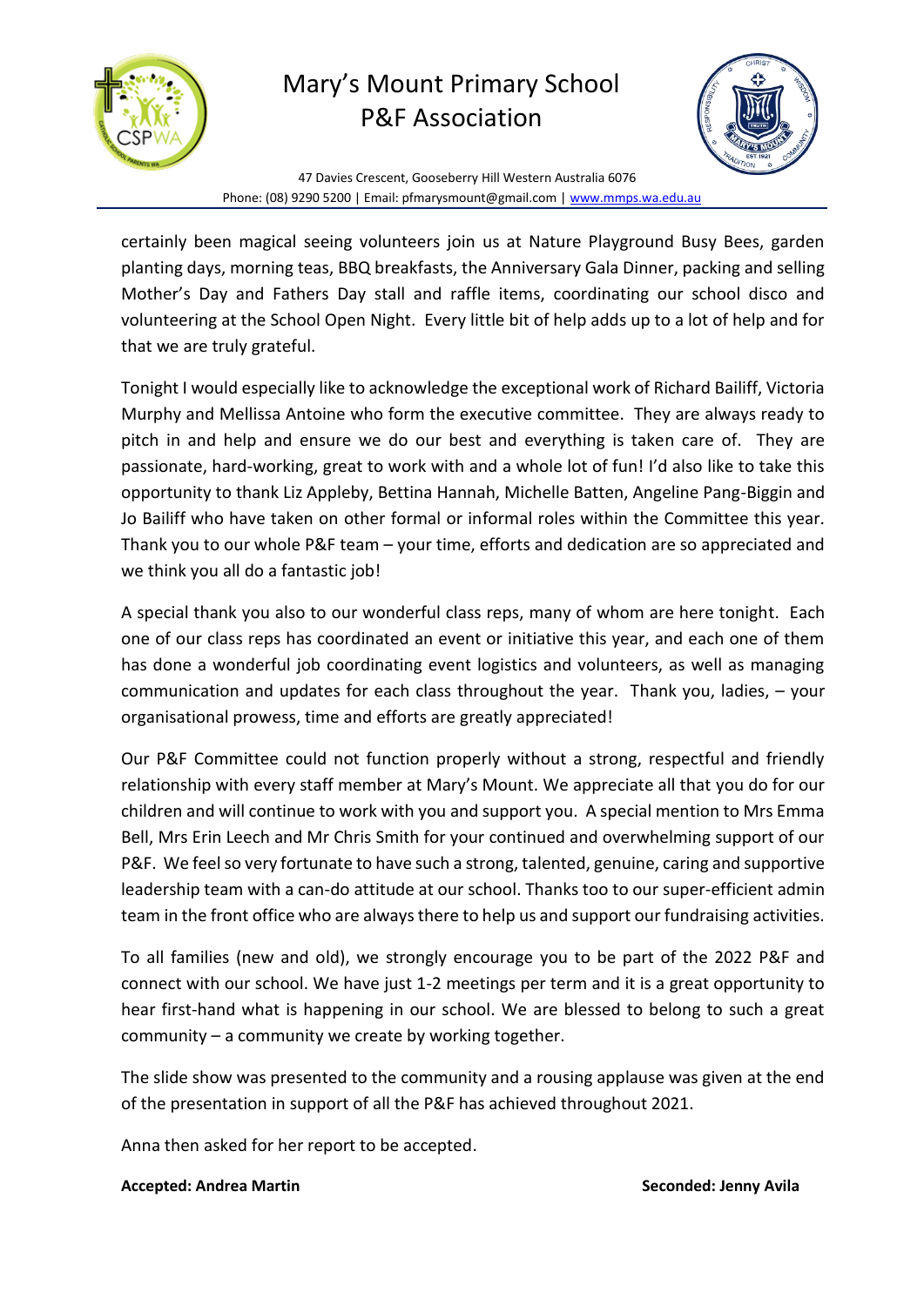certainly been magical seeing volunteers join us at Nature Playground Busy Bees, garden planting days, morning teas, BBQ breakfasts, the Anniversary Gala Dinner, packing and selling Mother's Day and Fathers Day stall and raffle items, coordinating our school disco and volunteering at the School Open Night. Every little bit of help adds up to a lot of help and for that we are truly grateful.

Tonight I would especially like to acknowledge the exceptional work of Richard Bailiff, Victoria Murphy and Mellissa Antoine who form the executive committee. They are always ready to pitch in and help and ensure we do our best and everything is taken care of. They are passionate, hard-working, great to work with and a whole lot of fun! I'd also like to take this opportunity to thank Liz Appleby, Bettina Hannah, Michelle Batten, Angeline Pang-Biggin and Jo Bailiff who have taken on other formal or informal roles within the Committee this year. Thank you to our whole P&F team – your time, efforts and dedication are so appreciated and we think you all do a fantastic job!

A special thank you also to our wonderful class reps, many of whom are here tonight. Each one of our class reps has coordinated an event or initiative this year, and each one of them has done a wonderful job coordinating event logistics and volunteers, as well as managing communication and updates for each class throughout the year. Thank you, ladies, – your organisational prowess, time and efforts are greatly appreciated!

Our P&F Committee could not function properly without a strong, respectful and friendly relationship with every staff member at Mary's Mount. We appreciate all that you do for our children and will continue to work with you and support you. A special mention to Mrs Emma Bell, Mrs Erin Leech and Mr Chris Smith for your continued and overwhelming support of our P&F. We feel so very fortunate to have such a strong, talented, genuine, caring and supportive leadership team with a can-do attitude at our school. Thanks too to our super-efficient admin team in the front office who are always there to help us and support our fundraising activities.

To all families (new and old), we strongly encourage you to be part of the 2022 P&F and connect with our school. We have just 1-2 meetings per term and it is a great opportunity to hear first-hand what is happening in our school. We are blessed to belong to such a great community – a community we create by working together.

The slide show was presented to the community and a rousing applause was given at the end of the presentation in support of all the P&F has achieved throughout 2021.

Anna then asked for her report to be accepted.

**Accepted: Andrea Martin** **Seconded: Jenny Avila**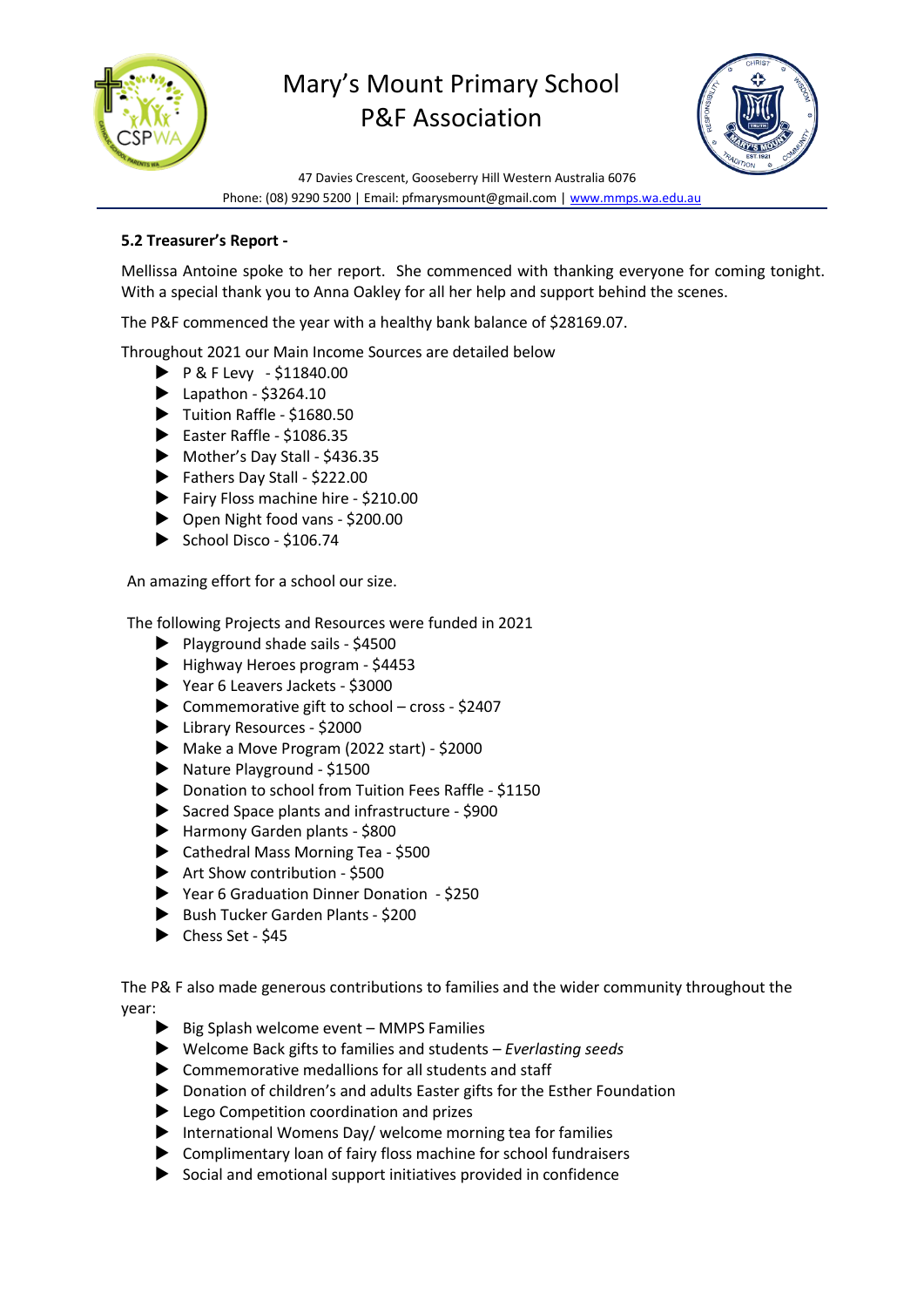### 5.2 Treasurer's Report -

Mellissa Antoine spoke to her report. She commenced with thanking everyone for coming tonight. With a special thank you to Anna Oakley for all her help and support behind the scenes.

The P&F commenced the year with a healthy bank balance of $28169.07.

Throughout 2021 our Main Income Sources are detailed below

- P & F Levy - $11840.00
- Lapathon - $3264.10
- Tuition Raffle - $1680.50
- Easter Raffle - $1086.35
- Mother's Day Stall - $436.35
- Fathers Day Stall - $222.00
- Fairy Floss machine hire - $210.00
- Open Night food vans - $200.00
- School Disco - $106.74

An amazing effort for a school our size.

The following Projects and Resources were funded in 2021

- Playground shade sails - $4500
- Highway Heroes program - $4453
- Year 6 Leavers Jackets - $3000
- Commemorative gift to school – cross - $2407
- Library Resources - $2000
- Make a Move Program (2022 start) - $2000
- Nature Playground - $1500
- Donation to school from Tuition Fees Raffle - $1150
- Sacred Space plants and infrastructure - $900
- Harmony Garden plants - $800
- Cathedral Mass Morning Tea - $500
- Art Show contribution - $500
- Year 6 Graduation Dinner Donation - $250
- Bush Tucker Garden Plants - $200
- Chess Set - $45

The P& F also made generous contributions to families and the wider community throughout the year:

- Big Splash welcome event – MMPS Families
- Welcome Back gifts to families and students – *Everlasting seeds*
- Commemorative medallions for all students and staff
- Donation of children's and adults Easter gifts for the Esther Foundation
- Lego Competition coordination and prizes
- International Womens Day/ welcome morning tea for families
- Complimentary loan of fairy floss machine for school fundraisers
- Social and emotional support initiatives provided in confidence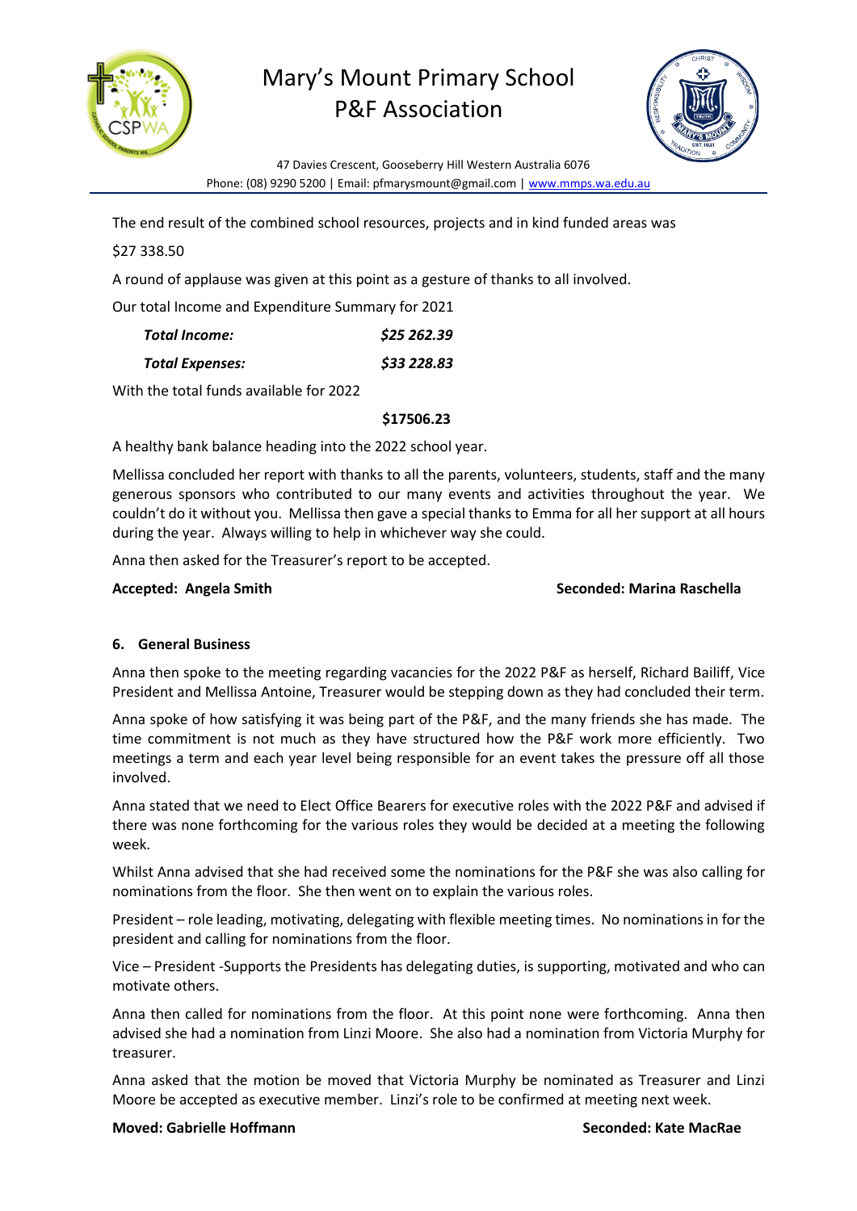The end result of the combined school resources, projects and in kind funded areas was

$27 338.50

A round of applause was given at this point as a gesture of thanks to all involved.

Our total Income and Expenditure Summary for 2021

| | |
|---|---|
| ***Total Income:*** | ***$25 262.39*** |
| ***Total Expenses:*** | ***$33 228.83*** |

With the total funds available for 2022

**$17506.23**

A healthy bank balance heading into the 2022 school year.

Mellissa concluded her report with thanks to all the parents, volunteers, students, staff and the many generous sponsors who contributed to our many events and activities throughout the year. We couldn't do it without you. Mellissa then gave a special thanks to Emma for all her support at all hours during the year. Always willing to help in whichever way she could.

Anna then asked for the Treasurer's report to be accepted.

**Accepted: Angela Smith** **Seconded: Marina Raschella**

**6. General Business**

Anna then spoke to the meeting regarding vacancies for the 2022 P&F as herself, Richard Bailiff, Vice President and Mellissa Antoine, Treasurer would be stepping down as they had concluded their term.

Anna spoke of how satisfying it was being part of the P&F, and the many friends she has made. The time commitment is not much as they have structured how the P&F work more efficiently. Two meetings a term and each year level being responsible for an event takes the pressure off all those involved.

Anna stated that we need to Elect Office Bearers for executive roles with the 2022 P&F and advised if there was none forthcoming for the various roles they would be decided at a meeting the following week.

Whilst Anna advised that she had received some the nominations for the P&F she was also calling for nominations from the floor. She then went on to explain the various roles.

President – role leading, motivating, delegating with flexible meeting times. No nominations in for the president and calling for nominations from the floor.

Vice – President -Supports the Presidents has delegating duties, is supporting, motivated and who can motivate others.

Anna then called for nominations from the floor. At this point none were forthcoming. Anna then advised she had a nomination from Linzi Moore. She also had a nomination from Victoria Murphy for treasurer.

Anna asked that the motion be moved that Victoria Murphy be nominated as Treasurer and Linzi Moore be accepted as executive member. Linzi's role to be confirmed at meeting next week.

**Moved: Gabrielle Hoffmann** **Seconded: Kate MacRae**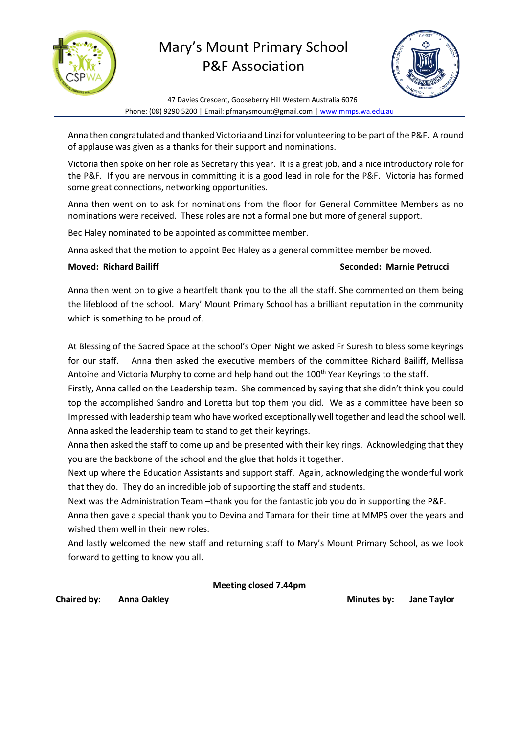Anna then congratulated and thanked Victoria and Linzi for volunteering to be part of the P&F. A round of applause was given as a thanks for their support and nominations.

Victoria then spoke on her role as Secretary this year. It is a great job, and a nice introductory role for the P&F. If you are nervous in committing it is a good lead in role for the P&F. Victoria has formed some great connections, networking opportunities.

Anna then went on to ask for nominations from the floor for General Committee Members as no nominations were received. These roles are not a formal one but more of general support.

Bec Haley nominated to be appointed as committee member.

Anna asked that the motion to appoint Bec Haley as a general committee member be moved.

**Moved: Richard Bailiff** **Seconded: Marnie Petrucci**

Anna then went on to give a heartfelt thank you to the all the staff. She commented on them being the lifeblood of the school. Mary' Mount Primary School has a brilliant reputation in the community which is something to be proud of.

At Blessing of the Sacred Space at the school's Open Night we asked Fr Suresh to bless some keyrings for our staff. Anna then asked the executive members of the committee Richard Bailiff, Mellissa Antoine and Victoria Murphy to come and help hand out the 100th Year Keyrings to the staff.

Firstly, Anna called on the Leadership team. She commenced by saying that she didn't think you could top the accomplished Sandro and Loretta but top them you did. We as a committee have been so Impressed with leadership team who have worked exceptionally well together and lead the school well. Anna asked the leadership team to stand to get their keyrings.

Anna then asked the staff to come up and be presented with their key rings. Acknowledging that they you are the backbone of the school and the glue that holds it together.

Next up where the Education Assistants and support staff. Again, acknowledging the wonderful work that they do. They do an incredible job of supporting the staff and students.

Next was the Administration Team –thank you for the fantastic job you do in supporting the P&F.

Anna then gave a special thank you to Devina and Tamara for their time at MMPS over the years and wished them well in their new roles.

And lastly welcomed the new staff and returning staff to Mary's Mount Primary School, as we look forward to getting to know you all.

**Meeting closed 7.44pm**

**Chaired by: Anna Oakley** **Minutes by: Jane Taylor**